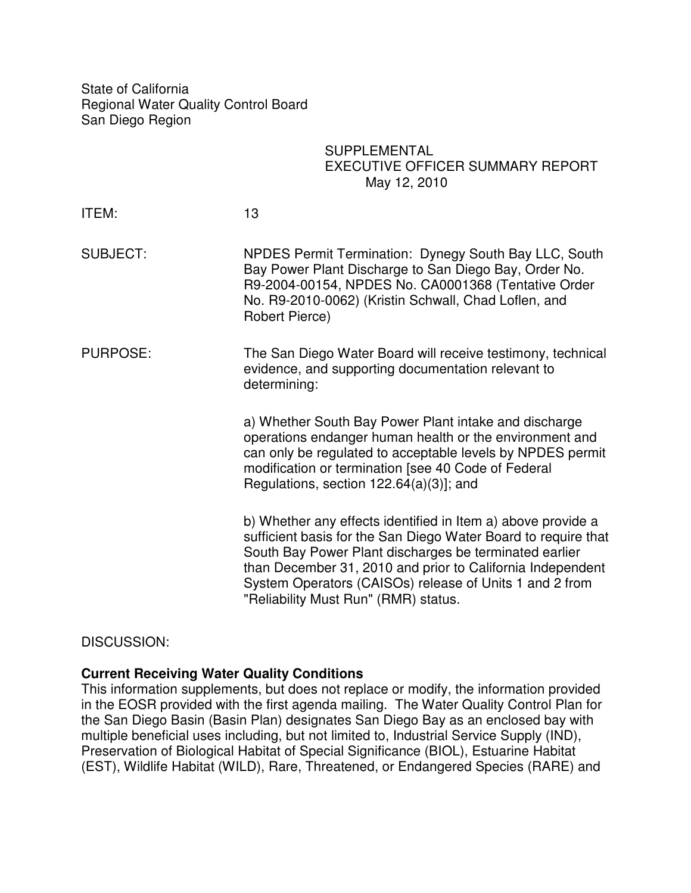State of California
Regional Water Quality Control Board
San Diego Region

SUPPLEMENTAL
EXECUTIVE OFFICER SUMMARY REPORT
May 12, 2010

ITEM: 13

SUBJECT: NPDES Permit Termination: Dynegy South Bay LLC, South Bay Power Plant Discharge to San Diego Bay, Order No. R9-2004-00154, NPDES No. CA0001368 (Tentative Order No. R9-2010-0062) (Kristin Schwall, Chad Loflen, and Robert Pierce)

PURPOSE: The San Diego Water Board will receive testimony, technical evidence, and supporting documentation relevant to determining:

a) Whether South Bay Power Plant intake and discharge operations endanger human health or the environment and can only be regulated to acceptable levels by NPDES permit modification or termination [see 40 Code of Federal Regulations, section 122.64(a)(3)]; and

b) Whether any effects identified in Item a) above provide a sufficient basis for the San Diego Water Board to require that South Bay Power Plant discharges be terminated earlier than December 31, 2010 and prior to California Independent System Operators (CAISOs) release of Units 1 and 2 from "Reliability Must Run" (RMR) status.

DISCUSSION:

**Current Receiving Water Quality Conditions**

This information supplements, but does not replace or modify, the information provided in the EOSR provided with the first agenda mailing. The Water Quality Control Plan for the San Diego Basin (Basin Plan) designates San Diego Bay as an enclosed bay with multiple beneficial uses including, but not limited to, Industrial Service Supply (IND), Preservation of Biological Habitat of Special Significance (BIOL), Estuarine Habitat (EST), Wildlife Habitat (WILD), Rare, Threatened, or Endangered Species (RARE) and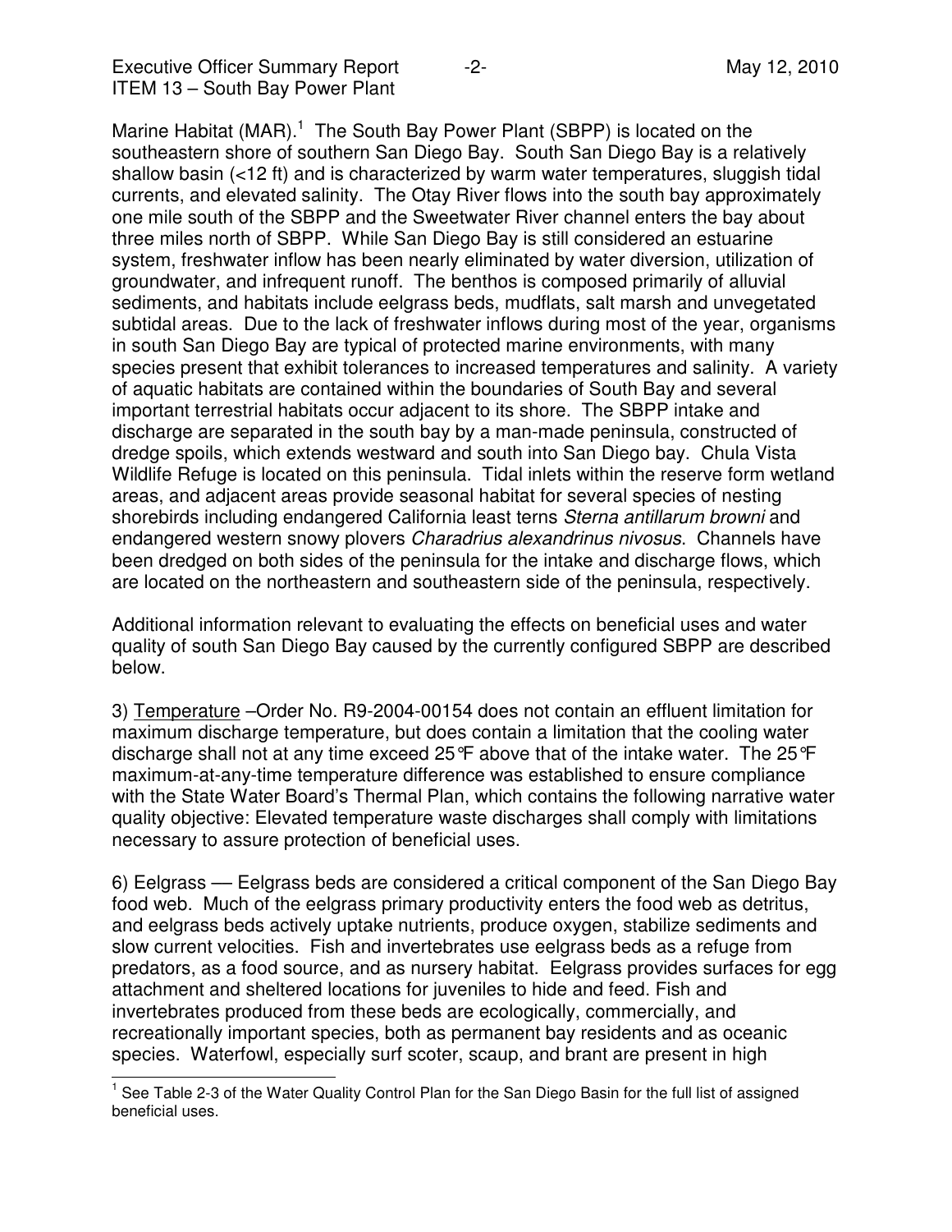Marine Habitat (MAR).[1] The South Bay Power Plant (SBPP) is located on the southeastern shore of southern San Diego Bay. South San Diego Bay is a relatively shallow basin (<12 ft) and is characterized by warm water temperatures, sluggish tidal currents, and elevated salinity. The Otay River flows into the south bay approximately one mile south of the SBPP and the Sweetwater River channel enters the bay about three miles north of SBPP. While San Diego Bay is still considered an estuarine system, freshwater inflow has been nearly eliminated by water diversion, utilization of groundwater, and infrequent runoff. The benthos is composed primarily of alluvial sediments, and habitats include eelgrass beds, mudflats, salt marsh and unvegetated subtidal areas. Due to the lack of freshwater inflows during most of the year, organisms in south San Diego Bay are typical of protected marine environments, with many species present that exhibit tolerances to increased temperatures and salinity. A variety of aquatic habitats are contained within the boundaries of South Bay and several important terrestrial habitats occur adjacent to its shore. The SBPP intake and discharge are separated in the south bay by a man-made peninsula, constructed of dredge spoils, which extends westward and south into San Diego bay. Chula Vista Wildlife Refuge is located on this peninsula. Tidal inlets within the reserve form wetland areas, and adjacent areas provide seasonal habitat for several species of nesting shorebirds including endangered California least terns *Sterna antillarum browni* and endangered western snowy plovers *Charadrius alexandrinus nivosus*. Channels have been dredged on both sides of the peninsula for the intake and discharge flows, which are located on the northeastern and southeastern side of the peninsula, respectively.

Additional information relevant to evaluating the effects on beneficial uses and water quality of south San Diego Bay caused by the currently configured SBPP are described below.

3) <u>Temperature</u> –Order No. R9-2004-00154 does not contain an effluent limitation for maximum discharge temperature, but does contain a limitation that the cooling water discharge shall not at any time exceed 25°F above that of the intake water. The 25°F maximum-at-any-time temperature difference was established to ensure compliance with the State Water Board's Thermal Plan, which contains the following narrative water quality objective: Elevated temperature waste discharges shall comply with limitations necessary to assure protection of beneficial uses.

6) Eelgrass — Eelgrass beds are considered a critical component of the San Diego Bay food web. Much of the eelgrass primary productivity enters the food web as detritus, and eelgrass beds actively uptake nutrients, produce oxygen, stabilize sediments and slow current velocities. Fish and invertebrates use eelgrass beds as a refuge from predators, as a food source, and as nursery habitat. Eelgrass provides surfaces for egg attachment and sheltered locations for juveniles to hide and feed. Fish and invertebrates produced from these beds are ecologically, commercially, and recreationally important species, both as permanent bay residents and as oceanic species. Waterfowl, especially surf scoter, scaup, and brant are present in high

[1] See Table 2-3 of the Water Quality Control Plan for the San Diego Basin for the full list of assigned beneficial uses.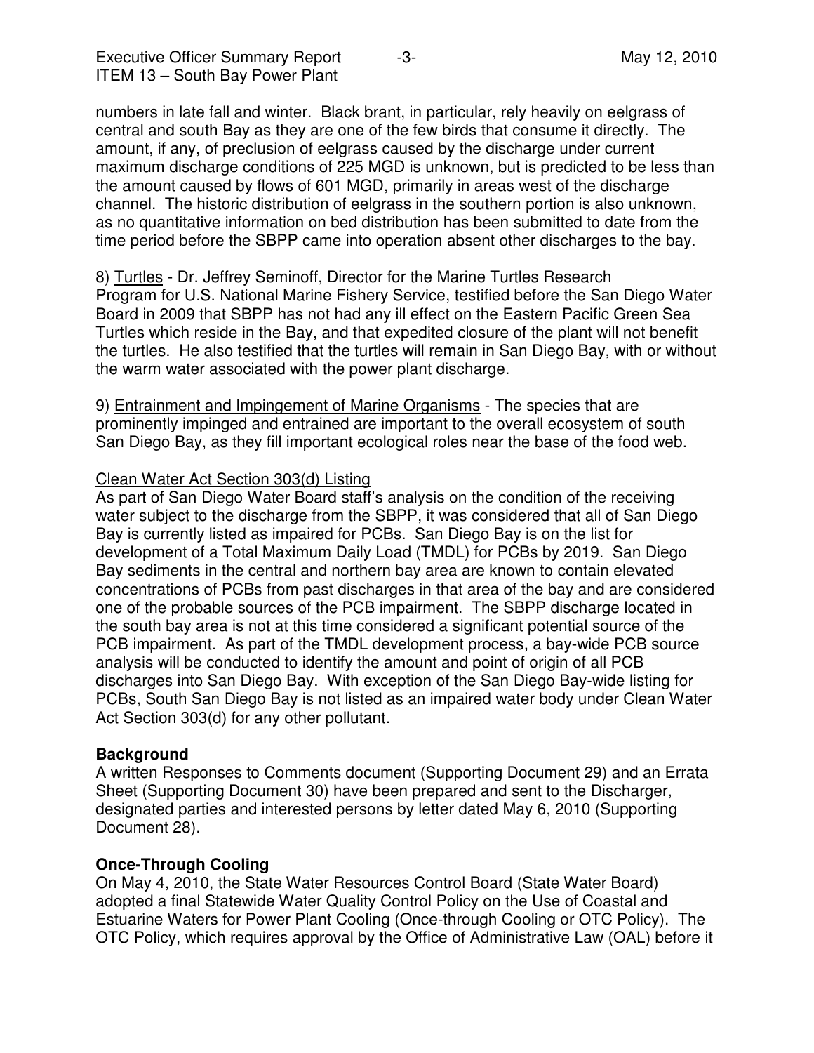numbers in late fall and winter. Black brant, in particular, rely heavily on eelgrass of central and south Bay as they are one of the few birds that consume it directly. The amount, if any, of preclusion of eelgrass caused by the discharge under current maximum discharge conditions of 225 MGD is unknown, but is predicted to be less than the amount caused by flows of 601 MGD, primarily in areas west of the discharge channel. The historic distribution of eelgrass in the southern portion is also unknown, as no quantitative information on bed distribution has been submitted to date from the time period before the SBPP came into operation absent other discharges to the bay.

8) Turtles - Dr. Jeffrey Seminoff, Director for the Marine Turtles Research Program for U.S. National Marine Fishery Service, testified before the San Diego Water Board in 2009 that SBPP has not had any ill effect on the Eastern Pacific Green Sea Turtles which reside in the Bay, and that expedited closure of the plant will not benefit the turtles. He also testified that the turtles will remain in San Diego Bay, with or without the warm water associated with the power plant discharge.

9) Entrainment and Impingement of Marine Organisms - The species that are prominently impinged and entrained are important to the overall ecosystem of south San Diego Bay, as they fill important ecological roles near the base of the food web.

Clean Water Act Section 303(d) Listing

As part of San Diego Water Board staff's analysis on the condition of the receiving water subject to the discharge from the SBPP, it was considered that all of San Diego Bay is currently listed as impaired for PCBs. San Diego Bay is on the list for development of a Total Maximum Daily Load (TMDL) for PCBs by 2019. San Diego Bay sediments in the central and northern bay area are known to contain elevated concentrations of PCBs from past discharges in that area of the bay and are considered one of the probable sources of the PCB impairment. The SBPP discharge located in the south bay area is not at this time considered a significant potential source of the PCB impairment. As part of the TMDL development process, a bay-wide PCB source analysis will be conducted to identify the amount and point of origin of all PCB discharges into San Diego Bay. With exception of the San Diego Bay-wide listing for PCBs, South San Diego Bay is not listed as an impaired water body under Clean Water Act Section 303(d) for any other pollutant.

**Background**

A written Responses to Comments document (Supporting Document 29) and an Errata Sheet (Supporting Document 30) have been prepared and sent to the Discharger, designated parties and interested persons by letter dated May 6, 2010 (Supporting Document 28).

**Once-Through Cooling**

On May 4, 2010, the State Water Resources Control Board (State Water Board) adopted a final Statewide Water Quality Control Policy on the Use of Coastal and Estuarine Waters for Power Plant Cooling (Once-through Cooling or OTC Policy). The OTC Policy, which requires approval by the Office of Administrative Law (OAL) before it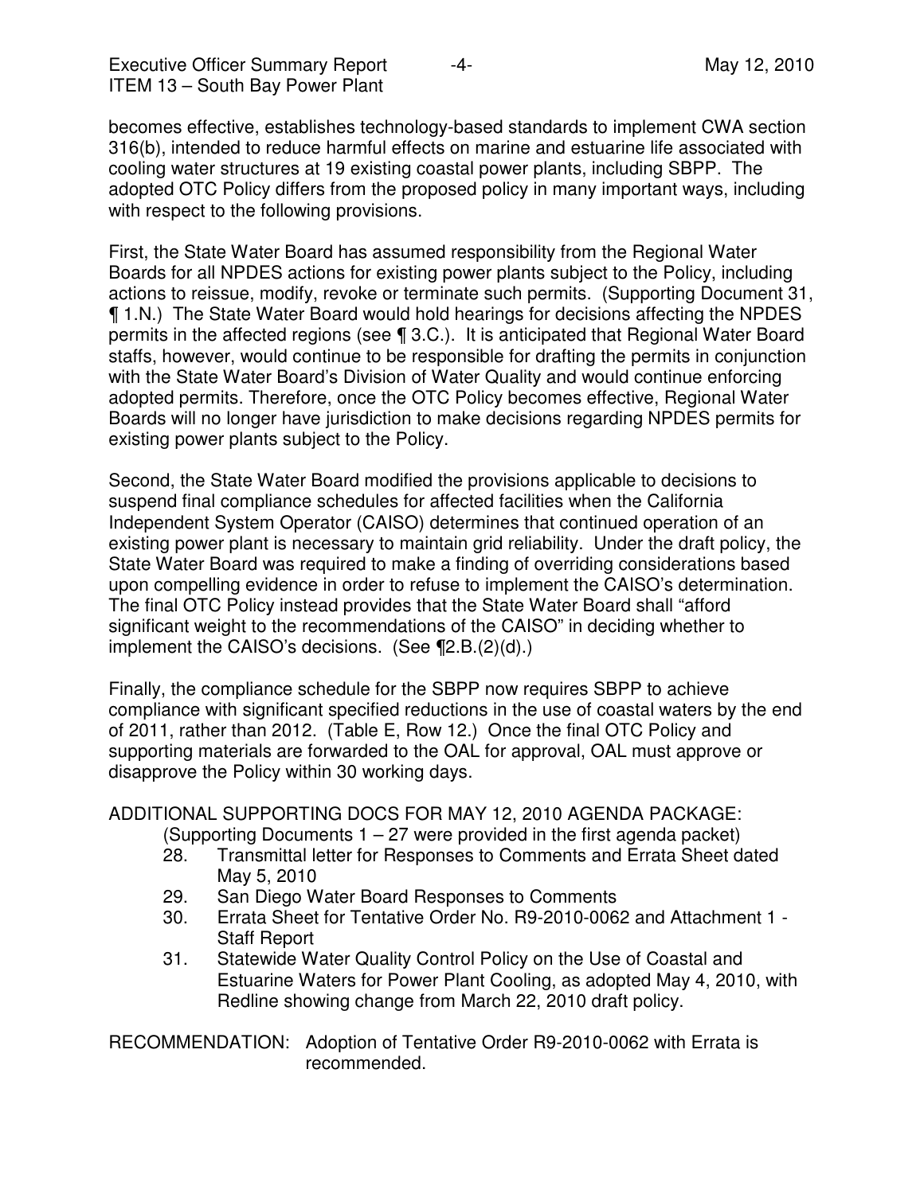becomes effective, establishes technology-based standards to implement CWA section 316(b), intended to reduce harmful effects on marine and estuarine life associated with cooling water structures at 19 existing coastal power plants, including SBPP. The adopted OTC Policy differs from the proposed policy in many important ways, including with respect to the following provisions.

First, the State Water Board has assumed responsibility from the Regional Water Boards for all NPDES actions for existing power plants subject to the Policy, including actions to reissue, modify, revoke or terminate such permits. (Supporting Document 31, ¶ 1.N.) The State Water Board would hold hearings for decisions affecting the NPDES permits in the affected regions (see ¶ 3.C.). It is anticipated that Regional Water Board staffs, however, would continue to be responsible for drafting the permits in conjunction with the State Water Board's Division of Water Quality and would continue enforcing adopted permits. Therefore, once the OTC Policy becomes effective, Regional Water Boards will no longer have jurisdiction to make decisions regarding NPDES permits for existing power plants subject to the Policy.

Second, the State Water Board modified the provisions applicable to decisions to suspend final compliance schedules for affected facilities when the California Independent System Operator (CAISO) determines that continued operation of an existing power plant is necessary to maintain grid reliability. Under the draft policy, the State Water Board was required to make a finding of overriding considerations based upon compelling evidence in order to refuse to implement the CAISO's determination. The final OTC Policy instead provides that the State Water Board shall "afford significant weight to the recommendations of the CAISO" in deciding whether to implement the CAISO's decisions. (See ¶2.B.(2)(d).)

Finally, the compliance schedule for the SBPP now requires SBPP to achieve compliance with significant specified reductions in the use of coastal waters by the end of 2011, rather than 2012. (Table E, Row 12.) Once the final OTC Policy and supporting materials are forwarded to the OAL for approval, OAL must approve or disapprove the Policy within 30 working days.

ADDITIONAL SUPPORTING DOCS FOR MAY 12, 2010 AGENDA PACKAGE:

(Supporting Documents 1 – 27 were provided in the first agenda packet)

28. Transmittal letter for Responses to Comments and Errata Sheet dated May 5, 2010
29. San Diego Water Board Responses to Comments
30. Errata Sheet for Tentative Order No. R9-2010-0062 and Attachment 1 - Staff Report
31. Statewide Water Quality Control Policy on the Use of Coastal and Estuarine Waters for Power Plant Cooling, as adopted May 4, 2010, with Redline showing change from March 22, 2010 draft policy.

RECOMMENDATION: Adoption of Tentative Order R9-2010-0062 with Errata is recommended.